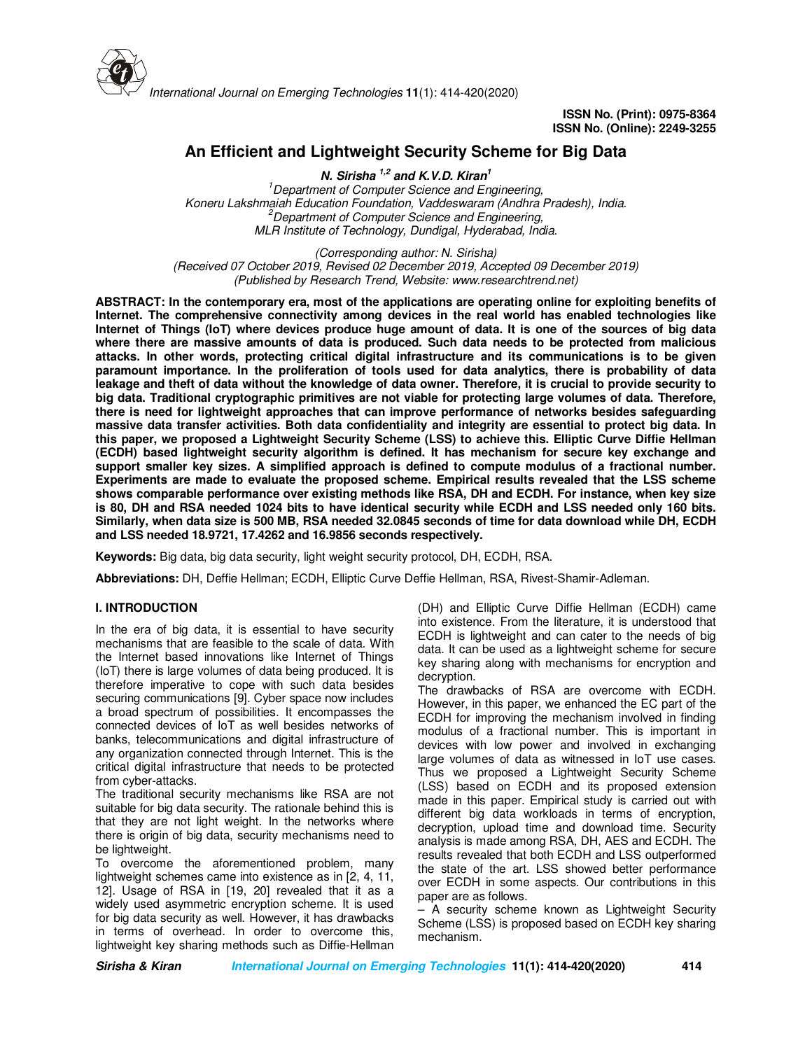ISSN No. (Print): 0975-8364
ISSN No. (Online): 2249-3255

# An Efficient and Lightweight Security Scheme for Big Data

***N. Sirisha*** **[1,2]** ***and K.V.D. Kiran*** **[1]**

[1]*Department of Computer Science and Engineering,*
*Koneru Lakshmaiah Education Foundation, Vaddeswaram (Andhra Pradesh), India.*
[2]*Department of Computer Science and Engineering,*
*MLR Institute of Technology, Dundigal, Hyderabad, India.*

*(Corresponding author: N. Sirisha)*
*(Received 07 October 2019, Revised 02 December 2019, Accepted 09 December 2019)*
*(Published by Research Trend, Website: www.researchtrend.net)*

**ABSTRACT: In the contemporary era, most of the applications are operating online for exploiting benefits of Internet. The comprehensive connectivity among devices in the real world has enabled technologies like Internet of Things (IoT) where devices produce huge amount of data. It is one of the sources of big data where there are massive amounts of data is produced. Such data needs to be protected from malicious attacks. In other words, protecting critical digital infrastructure and its communications is to be given paramount importance. In the proliferation of tools used for data analytics, there is probability of data leakage and theft of data without the knowledge of data owner. Therefore, it is crucial to provide security to big data. Traditional cryptographic primitives are not viable for protecting large volumes of data. Therefore, there is need for lightweight approaches that can improve performance of networks besides safeguarding massive data transfer activities. Both data confidentiality and integrity are essential to protect big data. In this paper, we proposed a Lightweight Security Scheme (LSS) to achieve this. Elliptic Curve Diffie Hellman (ECDH) based lightweight security algorithm is defined. It has mechanism for secure key exchange and support smaller key sizes. A simplified approach is defined to compute modulus of a fractional number. Experiments are made to evaluate the proposed scheme. Empirical results revealed that the LSS scheme shows comparable performance over existing methods like RSA, DH and ECDH. For instance, when key size is 80, DH and RSA needed 1024 bits to have identical security while ECDH and LSS needed only 160 bits. Similarly, when data size is 500 MB, RSA needed 32.0845 seconds of time for data download while DH, ECDH and LSS needed 18.9721, 17.4262 and 16.9856 seconds respectively.**

**Keywords:** Big data, big data security, light weight security protocol, DH, ECDH, RSA.

**Abbreviations:** DH, Deffie Hellman; ECDH, Elliptic Curve Deffie Hellman, RSA, Rivest-Shamir-Adleman.

## I. INTRODUCTION

In the era of big data, it is essential to have security mechanisms that are feasible to the scale of data. With the Internet based innovations like Internet of Things (IoT) there is large volumes of data being produced. It is therefore imperative to cope with such data besides securing communications [9]. Cyber space now includes a broad spectrum of possibilities. It encompasses the connected devices of IoT as well besides networks of banks, telecommunications and digital infrastructure of any organization connected through Internet. This is the critical digital infrastructure that needs to be protected from cyber-attacks.

The traditional security mechanisms like RSA are not suitable for big data security. The rationale behind this is that they are not light weight. In the networks where there is origin of big data, security mechanisms need to be lightweight.

To overcome the aforementioned problem, many lightweight schemes came into existence as in [2, 4, 11, 12]. Usage of RSA in [19, 20] revealed that it as a widely used asymmetric encryption scheme. It is used for big data security as well. However, it has drawbacks in terms of overhead. In order to overcome this, lightweight key sharing methods such as Diffie-Hellman (DH) and Elliptic Curve Diffie Hellman (ECDH) came into existence. From the literature, it is understood that ECDH is lightweight and can cater to the needs of big data. It can be used as a lightweight scheme for secure key sharing along with mechanisms for encryption and decryption.

The drawbacks of RSA are overcome with ECDH. However, in this paper, we enhanced the EC part of the ECDH for improving the mechanism involved in finding modulus of a fractional number. This is important in devices with low power and involved in exchanging large volumes of data as witnessed in IoT use cases. Thus we proposed a Lightweight Security Scheme (LSS) based on ECDH and its proposed extension made in this paper. Empirical study is carried out with different big data workloads in terms of encryption, decryption, upload time and download time. Security analysis is made among RSA, DH, AES and ECDH. The results revealed that both ECDH and LSS outperformed the state of the art. LSS showed better performance over ECDH in some aspects. Our contributions in this paper are as follows.

– A security scheme known as Lightweight Security Scheme (LSS) is proposed based on ECDH key sharing mechanism.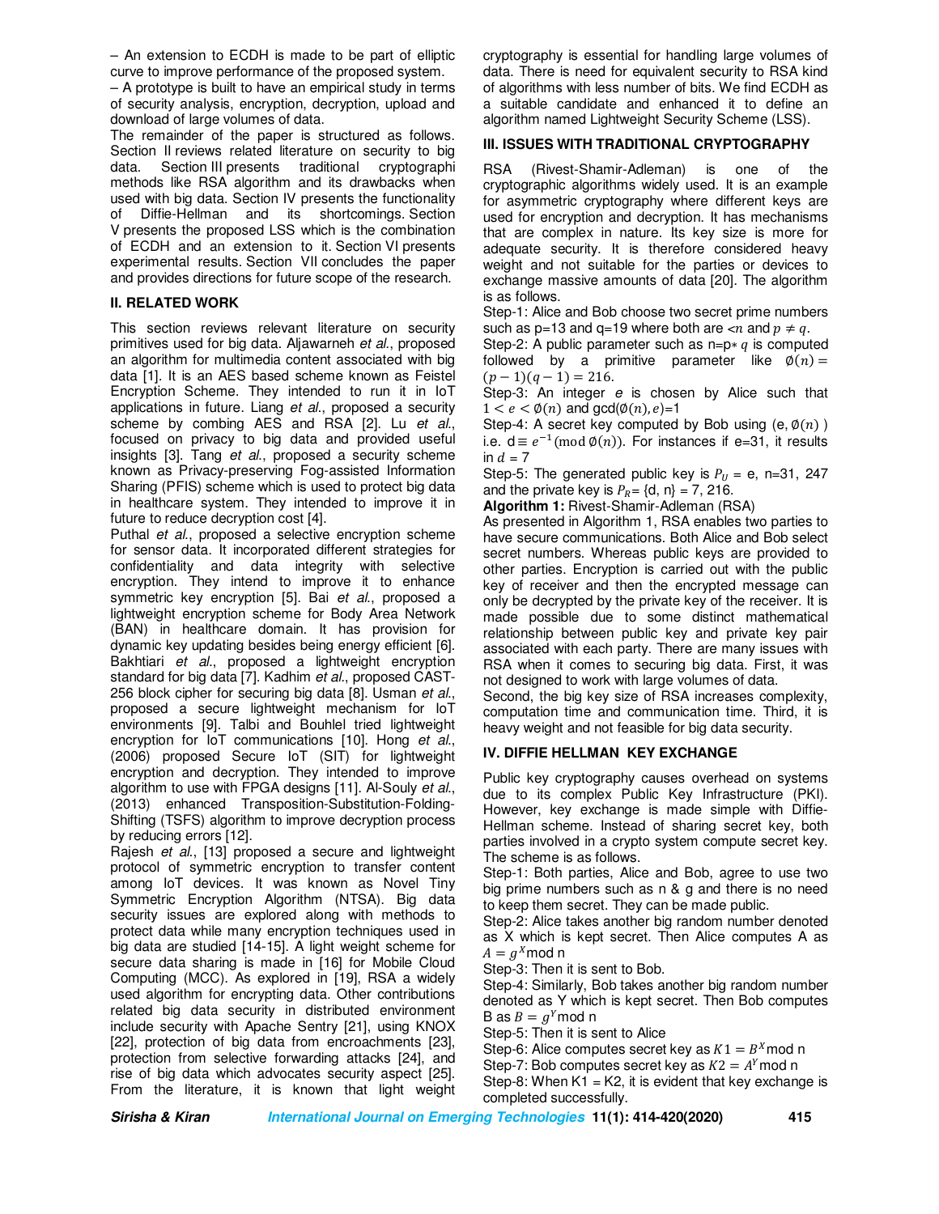– An extension to ECDH is made to be part of elliptic curve to improve performance of the proposed system.

– A prototype is built to have an empirical study in terms of security analysis, encryption, decryption, upload and download of large volumes of data.

The remainder of the paper is structured as follows. Section II reviews related literature on security to big data. Section III presents traditional cryptographi methods like RSA algorithm and its drawbacks when used with big data. Section IV presents the functionality of Diffie-Hellman and its shortcomings. Section V presents the proposed LSS which is the combination of ECDH and an extension to it. Section VI presents experimental results. Section VII concludes the paper and provides directions for future scope of the research.

## II. RELATED WORK

This section reviews relevant literature on security primitives used for big data. Aljawarneh *et al.*, proposed an algorithm for multimedia content associated with big data [1]. It is an AES based scheme known as Feistel Encryption Scheme. They intended to run it in IoT applications in future. Liang *et al.*, proposed a security scheme by combing AES and RSA [2]. Lu *et al.*, focused on privacy to big data and provided useful insights [3]. Tang *et al.*, proposed a security scheme known as Privacy-preserving Fog-assisted Information Sharing (PFIS) scheme which is used to protect big data in healthcare system. They intended to improve it in future to reduce decryption cost [4].

Puthal *et al.*, proposed a selective encryption scheme for sensor data. It incorporated different strategies for confidentiality and data integrity with selective encryption. They intend to improve it to enhance symmetric key encryption [5]. Bai *et al.*, proposed a lightweight encryption scheme for Body Area Network (BAN) in healthcare domain. It has provision for dynamic key updating besides being energy efficient [6]. Bakhtiari *et al.*, proposed a lightweight encryption standard for big data [7]. Kadhim *et al.*, proposed CAST-256 block cipher for securing big data [8]. Usman *et al.*, proposed a secure lightweight mechanism for IoT environments [9]. Talbi and Bouhlel tried lightweight encryption for IoT communications [10]. Hong *et al.*, (2006) proposed Secure IoT (SIT) for lightweight encryption and decryption. They intended to improve algorithm to use with FPGA designs [11]. Al-Souly *et al.*, (2013) enhanced Transposition-Substitution-Folding-Shifting (TSFS) algorithm to improve decryption process by reducing errors [12].

Rajesh *et al.*, [13] proposed a secure and lightweight protocol of symmetric encryption to transfer content among IoT devices. It was known as Novel Tiny Symmetric Encryption Algorithm (NTSA). Big data security issues are explored along with methods to protect data while many encryption techniques used in big data are studied [14-15]. A light weight scheme for secure data sharing is made in [16] for Mobile Cloud Computing (MCC). As explored in [19], RSA a widely used algorithm for encrypting data. Other contributions related big data security in distributed environment include security with Apache Sentry [21], using KNOX [22], protection of big data from encroachments [23], protection from selective forwarding attacks [24], and rise of big data which advocates security aspect [25]. From the literature, it is known that light weight cryptography is essential for handling large volumes of data. There is need for equivalent security to RSA kind of algorithms with less number of bits. We find ECDH as a suitable candidate and enhanced it to define an algorithm named Lightweight Security Scheme (LSS).

## III. ISSUES WITH TRADITIONAL CRYPTOGRAPHY

RSA (Rivest-Shamir-Adleman) is one of the cryptographic algorithms widely used. It is an example for asymmetric cryptography where different keys are used for encryption and decryption. It has mechanisms that are complex in nature. Its key size is more for adequate security. It is therefore considered heavy weight and not suitable for the parties or devices to exchange massive amounts of data [20]. The algorithm is as follows.

Step-1: Alice and Bob choose two secret prime numbers such as p=13 and q=19 where both are $<n$ and $p \neq q$.

Step-2: A public parameter such as n=p$*q$ is computed followed by a primitive parameter like $\emptyset(n) = (p-1)(q-1) = 216$.

Step-3: An integer *e* is chosen by Alice such that $1 < e < \emptyset(n)$ and gcd$(\emptyset(n), e)$=1

Step-4: A secret key computed by Bob using (e, $\emptyset(n)$ ) i.e. d$\equiv e^{-1} (\text{mod}\, \emptyset(n))$. For instances if e=31, it results in $d = 7$

Step-5: The generated public key is $P_U$ = e, n=31, 247 and the private key is $P_R$= {d, n} = 7, 216.

**Algorithm 1:** Rivest-Shamir-Adleman (RSA)

As presented in Algorithm 1, RSA enables two parties to have secure communications. Both Alice and Bob select secret numbers. Whereas public keys are provided to other parties. Encryption is carried out with the public key of receiver and then the encrypted message can only be decrypted by the private key of the receiver. It is made possible due to some distinct mathematical relationship between public key and private key pair associated with each party. There are many issues with RSA when it comes to securing big data. First, it was not designed to work with large volumes of data.

Second, the big key size of RSA increases complexity, computation time and communication time. Third, it is heavy weight and not feasible for big data security.

## IV. DIFFIE HELLMAN KEY EXCHANGE

Public key cryptography causes overhead on systems due to its complex Public Key Infrastructure (PKI). However, key exchange is made simple with Diffie-Hellman scheme. Instead of sharing secret key, both parties involved in a crypto system compute secret key. The scheme is as follows.

Step-1: Both parties, Alice and Bob, agree to use two big prime numbers such as n & g and there is no need to keep them secret. They can be made public.

Step-2: Alice takes another big random number denoted as X which is kept secret. Then Alice computes A as $A = g^X$mod n

Step-3: Then it is sent to Bob.

Step-4: Similarly, Bob takes another big random number denoted as Y which is kept secret. Then Bob computes B as $B = g^Y$mod n

Step-5: Then it is sent to Alice

Step-6: Alice computes secret key as $K1 = B^X$mod n

Step-7: Bob computes secret key as $K2 = A^Y$mod n

Step-8: When K1 = K2, it is evident that key exchange is completed successfully.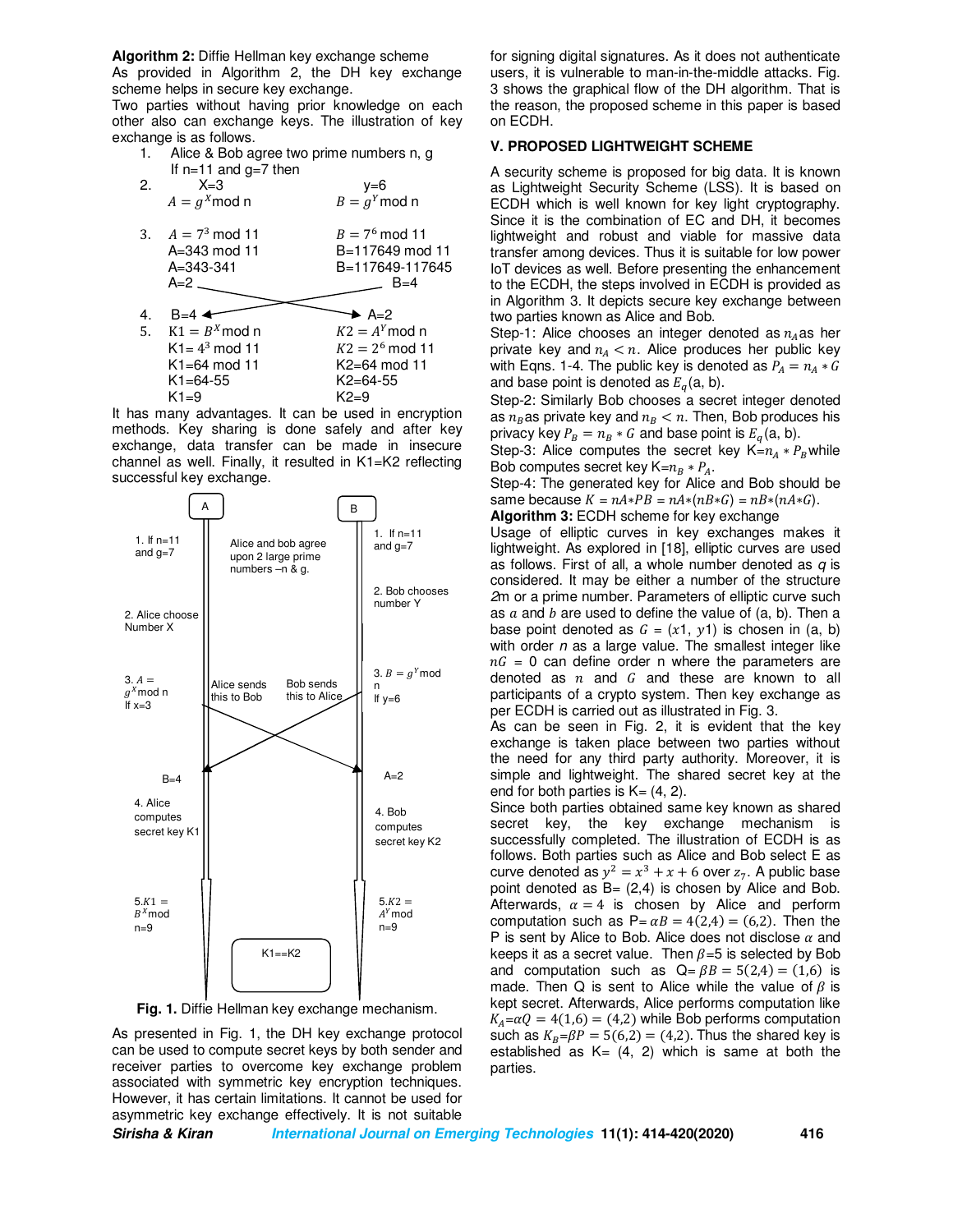**Algorithm 2:** Diffie Hellman key exchange scheme

As provided in Algorithm 2, the DH key exchange scheme helps in secure key exchange.

Two parties without having prior knowledge on each other also can exchange keys. The illustration of key exchange is as follows.

1. Alice & Bob agree two prime numbers n, g
   If n=11 and g=7 then
2. X=3 &nbsp;&nbsp;&nbsp;&nbsp;&nbsp;&nbsp;&nbsp;&nbsp;&nbsp;&nbsp;&nbsp;&nbsp; y=6
   $A = g^X \bmod n$ &nbsp;&nbsp;&nbsp;&nbsp;&nbsp;&nbsp;&nbsp; $B = g^Y \bmod n$
3. $A = 7^3 \bmod 11$ &nbsp;&nbsp;&nbsp;&nbsp;&nbsp;&nbsp; $B = 7^6 \bmod 11$
   A=343 mod 11 &nbsp;&nbsp;&nbsp;&nbsp;&nbsp;&nbsp; B=117649 mod 11
   A=343-341 &nbsp;&nbsp;&nbsp;&nbsp;&nbsp;&nbsp;&nbsp;&nbsp;&nbsp; B=117649-117645
   A=2 &nbsp;&nbsp;&nbsp;&nbsp;&nbsp;&nbsp;&nbsp;&nbsp;&nbsp;&nbsp;&nbsp;&nbsp;&nbsp;&nbsp;&nbsp;&nbsp;&nbsp; B=4
4. B=4 &nbsp;&nbsp;&nbsp;&nbsp;&nbsp;&nbsp;&nbsp;&nbsp;&nbsp;&nbsp;&nbsp;&nbsp;&nbsp;&nbsp;&nbsp;&nbsp; A=2
5. $K1 = B^X \bmod n$ &nbsp;&nbsp;&nbsp;&nbsp;&nbsp;&nbsp; $K2 = A^Y \bmod n$
   $K1 = 4^3 \bmod 11$ &nbsp;&nbsp;&nbsp;&nbsp;&nbsp;&nbsp; $K2 = 2^6 \bmod 11$
   K1=64 mod 11 &nbsp;&nbsp;&nbsp;&nbsp;&nbsp;&nbsp;&nbsp; K2=64 mod 11
   K1=64-55 &nbsp;&nbsp;&nbsp;&nbsp;&nbsp;&nbsp;&nbsp;&nbsp;&nbsp;&nbsp;&nbsp; K2=64-55
   K1=9 &nbsp;&nbsp;&nbsp;&nbsp;&nbsp;&nbsp;&nbsp;&nbsp;&nbsp;&nbsp;&nbsp;&nbsp;&nbsp;&nbsp;&nbsp; K2=9

It has many advantages. It can be used in encryption methods. Key sharing is done safely and after key exchange, data transfer can be made in insecure channel as well. Finally, it resulted in K1=K2 reflecting successful key exchange.

A | B

1. If n=11 and g=7 — Alice and bob agree upon 2 large prime numbers –n & g. — 1. If n=11 and g=7

2. Alice choose Number X — 2. Bob chooses number Y

3. $A = g^X \bmod n$ If x=3 — Alice sends this to Bob — Bob sends this to Alice — 3. $B = g^Y \bmod n$ If y=6

B=4 — A=2

4. Alice computes secret key K1 — 4. Bob computes secret key K2

5. $K1 = B^X \bmod n$=9 — 5. $K2 = A^Y \bmod n$=9

K1==K2

**Fig. 1.** Diffie Hellman key exchange mechanism.

As presented in Fig. 1, the DH key exchange protocol can be used to compute secret keys by both sender and receiver parties to overcome key exchange problem associated with symmetric key encryption techniques. However, it has certain limitations. It cannot be used for asymmetric key exchange effectively. It is not suitable for signing digital signatures. As it does not authenticate users, it is vulnerable to man-in-the-middle attacks. Fig. 3 shows the graphical flow of the DH algorithm. That is the reason, the proposed scheme in this paper is based on ECDH.

## V. PROPOSED LIGHTWEIGHT SCHEME

A security scheme is proposed for big data. It is known as Lightweight Security Scheme (LSS). It is based on ECDH which is well known for key light cryptography. Since it is the combination of EC and DH, it becomes lightweight and robust and viable for massive data transfer among devices. Thus it is suitable for low power IoT devices as well. Before presenting the enhancement to the ECDH, the steps involved in ECDH is provided as in Algorithm 3. It depicts secure key exchange between two parties known as Alice and Bob.

Step-1: Alice chooses an integer denoted as $n_A$ as her private key and $n_A < n$. Alice produces her public key with Eqns. 1-4. The public key is denoted as $P_A = n_A * G$ and base point is denoted as $E_q$(a, b).

Step-2: Similarly Bob chooses a secret integer denoted as $n_B$ as private key and $n_B < n$. Then, Bob produces his privacy key $P_B = n_B * G$ and base point is $E_q$(a, b).

Step-3: Alice computes the secret key K=$n_A * P_B$ while Bob computes secret key K=$n_B * P_A$.

Step-4: The generated key for Alice and Bob should be same because $K = nA*PB = nA*(nB*G) = nB*(nA*G)$.

**Algorithm 3:** ECDH scheme for key exchange

Usage of elliptic curves in key exchanges makes it lightweight. As explored in [18], elliptic curves are used as follows. First of all, a whole number denoted as *q* is considered. It may be either a number of the structure *2*m or a prime number. Parameters of elliptic curve such as $a$ and $b$ are used to define the value of (a, b). Then a base point denoted as $G = (x1, y1)$ is chosen in (a, b) with order *n* as a large value. The smallest integer like $nG = 0$ can define order n where the parameters are denoted as $n$ and $G$ and these are known to all participants of a crypto system. Then key exchange as per ECDH is carried out as illustrated in Fig. 3.

As can be seen in Fig. 2, it is evident that the key exchange is taken place between two parties without the need for any third party authority. Moreover, it is simple and lightweight. The shared secret key at the end for both parties is K= (4, 2).

Since both parties obtained same key known as shared secret key, the key exchange mechanism is successfully completed. The illustration of ECDH is as follows. Both parties such as Alice and Bob select E as curve denoted as $y^2 = x^3 + x + 6$ over $z_7$. A public base point denoted as B= (2,4) is chosen by Alice and Bob. Afterwards, $\alpha = 4$ is chosen by Alice and perform computation such as P= $\alpha B = 4(2{,}4) = (6{,}2)$. Then the P is sent by Alice to Bob. Alice does not disclose $\alpha$ and keeps it as a secret value. Then $\beta$=5 is selected by Bob and computation such as Q= $\beta B = 5(2{,}4) = (1{,}6)$ is made. Then Q is sent to Alice while the value of $\beta$ is kept secret. Afterwards, Alice performs computation like $K_A$=$\alpha Q = 4(1{,}6) = (4{,}2)$ while Bob performs computation such as $K_B$=$\beta P = 5(6{,}2) = (4{,}2)$. Thus the shared key is established as K= (4, 2) which is same at both the parties.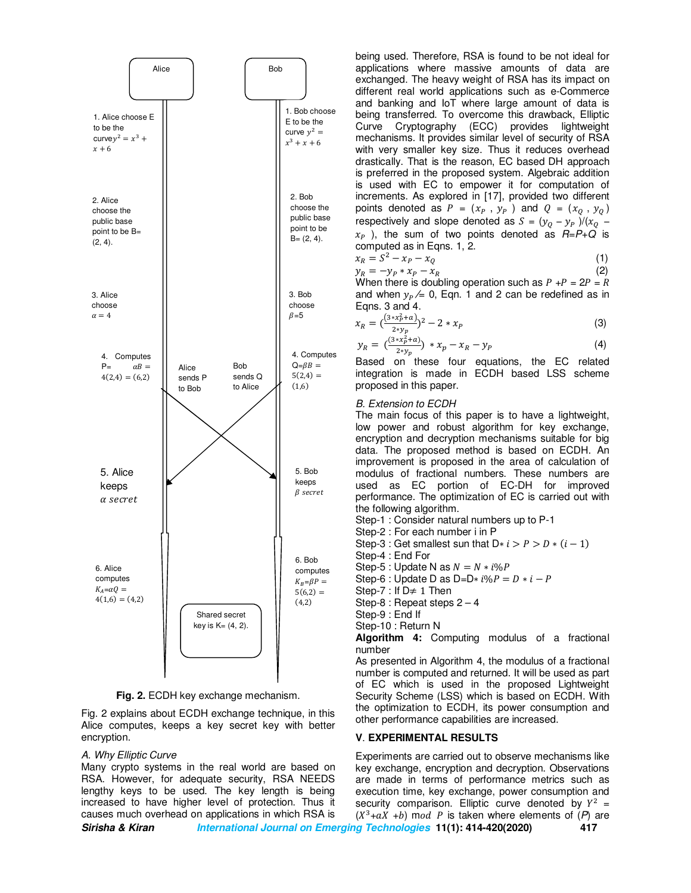Alice

Bob

1. Alice choose E to be the curve $y^2 = x^3 + x + 6$

1. Bob choose E to be the curve $y^2 = x^3 + x + 6$

2. Alice choose the public base point to be B= (2, 4).

2. Bob choose the public base point to be B= (2, 4).

3. Alice choose $\alpha = 4$

3. Bob choose $\beta$=5

4. Computes P= $\alpha B = 4(2,4) = (6,2)$

Alice sends P to Bob

Bob sends Q to Alice

4. Computes Q=$\beta B = 5(2,4) = (1,6)$

5. Alice keeps $\alpha$ *secret*

5. Bob keeps $\beta$ *secret*

6. Alice computes $K_A$=$\alpha Q = 4(1,6) = (4,2)$

6. Bob computes $K_B$=$\beta P = 5(6,2) = (4,2)$

Shared secret key is K= (4, 2).

**Fig. 2.** ECDH key exchange mechanism.

Fig. 2 explains about ECDH exchange technique, in this Alice computes, keeps a key secret key with better encryption.

*A. Why Elliptic Curve*

Many crypto systems in the real world are based on RSA. However, for adequate security, RSA NEEDS lengthy keys to be used. The key length is being increased to have higher level of protection. Thus it causes much overhead on applications in which RSA is being used. Therefore, RSA is found to be not ideal for applications where massive amounts of data are exchanged. The heavy weight of RSA has its impact on different real world applications such as e-Commerce and banking and IoT where large amount of data is being transferred. To overcome this drawback, Elliptic Curve Cryptography (ECC) provides lightweight mechanisms. It provides similar level of security of RSA with very smaller key size. Thus it reduces overhead drastically. That is the reason, EC based DH approach is preferred in the proposed system. Algebraic addition is used with EC to empower it for computation of increments. As explored in [17], provided two different points denoted as $P = (x_P\ , y_P\ )$ and $Q = (x_Q\ , y_Q\ )$ respectively and slope denoted as $S = (y_Q - y_P\ )/(x_Q - x_P\ )$, the sum of two points denoted as $R$=$P$+$Q$ is computed as in Eqns. 1, 2.

$$x_R = S^2 - x_P - x_Q \tag{1}$$

$$y_R = -y_P * x_P - x_R \tag{2}$$

When there is doubling operation such as $P + P = 2P = R$ and when $y_P \neq 0$, Eqn. 1 and 2 can be redefined as in Eqns. 3 and 4.

$$x_R = (\frac{(3*x_P^2+a)}{2*y_P})^2 - 2 * x_P \tag{3}$$

$$y_R = (\frac{(3*x_P^2+a)}{2*y_P}) * x_p - x_R - y_P \tag{4}$$

Based on these four equations, the EC related integration is made in ECDH based LSS scheme proposed in this paper.

*B. Extension to ECDH*

The main focus of this paper is to have a lightweight, low power and robust algorithm for key exchange, encryption and decryption mechanisms suitable for big data. The proposed method is based on ECDH. An improvement is proposed in the area of calculation of modulus of fractional numbers. These numbers are used as EC portion of EC-DH for improved performance. The optimization of EC is carried out with the following algorithm.

Step-1 : Consider natural numbers up to P-1
Step-2 : For each number i in P
Step-3 : Get smallest sun that $D * i > P > D * (i - 1)$
Step-4 : End For
Step-5 : Update N as $N = N * i\%P$
Step-6 : Update D as D=D$* i\%P = D * i - P$
Step-7 : If D$\neq$ 1 Then
Step-8 : Repeat steps 2 – 4
Step-9 : End If
Step-10 : Return N

**Algorithm 4:** Computing modulus of a fractional number

As presented in Algorithm 4, the modulus of a fractional number is computed and returned. It will be used as part of EC which is used in the proposed Lightweight Security Scheme (LSS) which is based on ECDH. With the optimization to ECDH, its power consumption and other performance capabilities are increased.

## V. EXPERIMENTAL RESULTS

Experiments are carried out to observe mechanisms like key exchange, encryption and decryption. Observations are made in terms of performance metrics such as execution time, key exchange, power consumption and security comparison. Elliptic curve denoted by $Y^2 = (X^3 + aX\ + b)\ \mathrm{mod}\ P$ is taken where elements of ($P$) are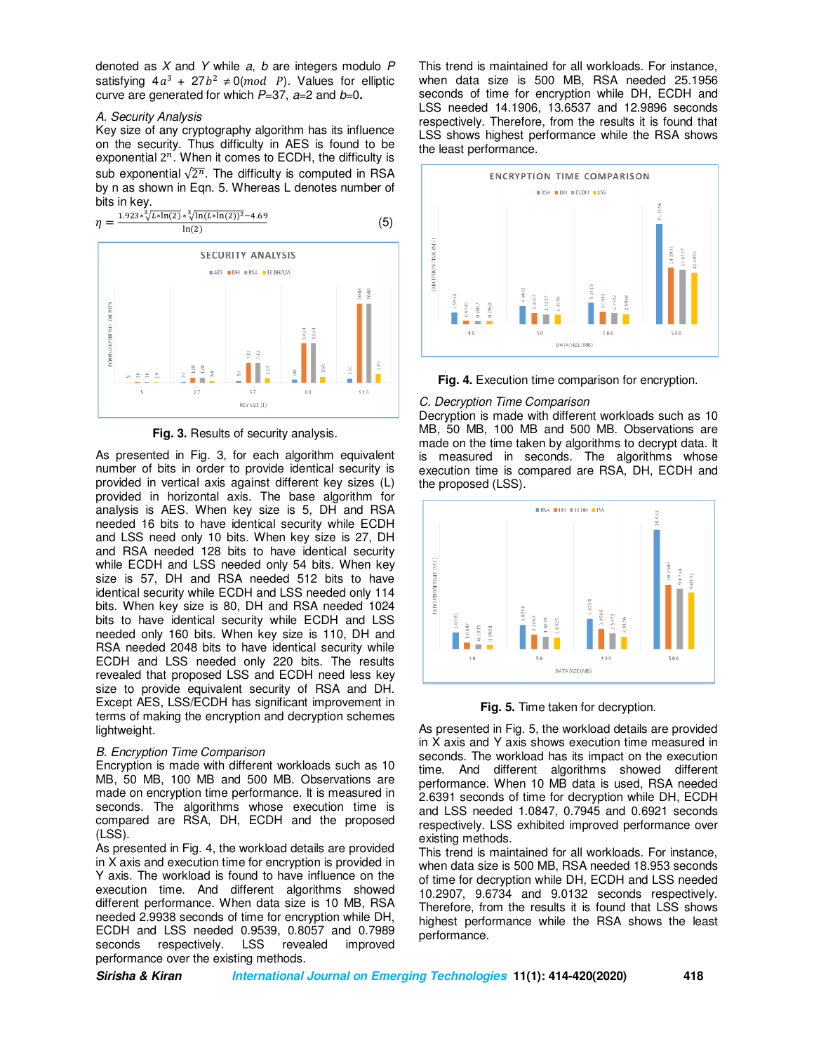denoted as $X$ and $Y$ while $a$, $b$ are integers modulo $P$ satisfying $4a^3 + 27b^2 \neq 0(mod\ P)$. Values for elliptic curve are generated for which $P$=37, $a$=2 and $b$=0.

### A. Security Analysis

Key size of any cryptography algorithm has its influence on the security. Thus difficulty in AES is found to be exponential $2^n$. When it comes to ECDH, the difficulty is sub exponential $\sqrt{2^n}$. The difficulty is computed in RSA by n as shown in Eqn. 5. Whereas L denotes number of bits in key.

$$\eta = \frac{1.923 * \sqrt[3]{L * \ln(2)} * \sqrt[3]{\ln(L * \ln(2))^2} - 4.69}{\ln(2)} \qquad (5)$$

**Fig. 3.** Results of security analysis.

As presented in Fig. 3, for each algorithm equivalent number of bits in order to provide identical security is provided in vertical axis against different key sizes (L) provided in horizontal axis. The base algorithm for analysis is AES. When key size is 5, DH and RSA needed 16 bits to have identical security while ECDH and LSS need only 10 bits. When key size is 27, DH and RSA needed 128 bits to have identical security while ECDH and LSS needed only 54 bits. When key size is 57, DH and RSA needed 512 bits to have identical security while ECDH and LSS needed only 114 bits. When key size is 80, DH and RSA needed 1024 bits to have identical security while ECDH and LSS needed only 160 bits. When key size is 110, DH and RSA needed 2048 bits to have identical security while ECDH and LSS needed only 220 bits. The results revealed that proposed LSS and ECDH need less key size to provide equivalent security of RSA and DH. Except AES, LSS/ECDH has significant improvement in terms of making the encryption and decryption schemes lightweight.

### B. Encryption Time Comparison

Encryption is made with different workloads such as 10 MB, 50 MB, 100 MB and 500 MB. Observations are made on encryption time performance. It is measured in seconds. The algorithms whose execution time is compared are RSA, DH, ECDH and the proposed (LSS).

As presented in Fig. 4, the workload details are provided in X axis and execution time for encryption is provided in Y axis. The workload is found to have influence on the execution time. And different algorithms showed different performance. When data size is 10 MB, RSA needed 2.9938 seconds of time for encryption while DH, ECDH and LSS needed 0.9539, 0.8057 and 0.7989 seconds respectively. LSS revealed improved performance over the existing methods.

This trend is maintained for all workloads. For instance, when data size is 500 MB, RSA needed 25.1956 seconds of time for encryption while DH, ECDH and LSS needed 14.1906, 13.6537 and 12.9896 seconds respectively. Therefore, from the results it is found that LSS shows highest performance while the RSA shows the least performance.

**Fig. 4.** Execution time comparison for encryption.

### C. Decryption Time Comparison

Decryption is made with different workloads such as 10 MB, 50 MB, 100 MB and 500 MB. Observations are made on the time taken by algorithms to decrypt data. It is measured in seconds. The algorithms whose execution time is compared are RSA, DH, ECDH and the proposed (LSS).

**Fig. 5.** Time taken for decryption.

As presented in Fig. 5, the workload details are provided in X axis and Y axis shows execution time measured in seconds. The workload has its impact on the execution time. And different algorithms showed different performance. When 10 MB data is used, RSA needed 2.6391 seconds of time for decryption while DH, ECDH and LSS needed 1.0847, 0.7945 and 0.6921 seconds respectively. LSS exhibited improved performance over existing methods.

This trend is maintained for all workloads. For instance, when data size is 500 MB, RSA needed 18.953 seconds of time for decryption while DH, ECDH and LSS needed 10.2907, 9.6734 and 9.0132 seconds respectively. Therefore, from the results it is found that LSS shows highest performance while the RSA shows the least performance.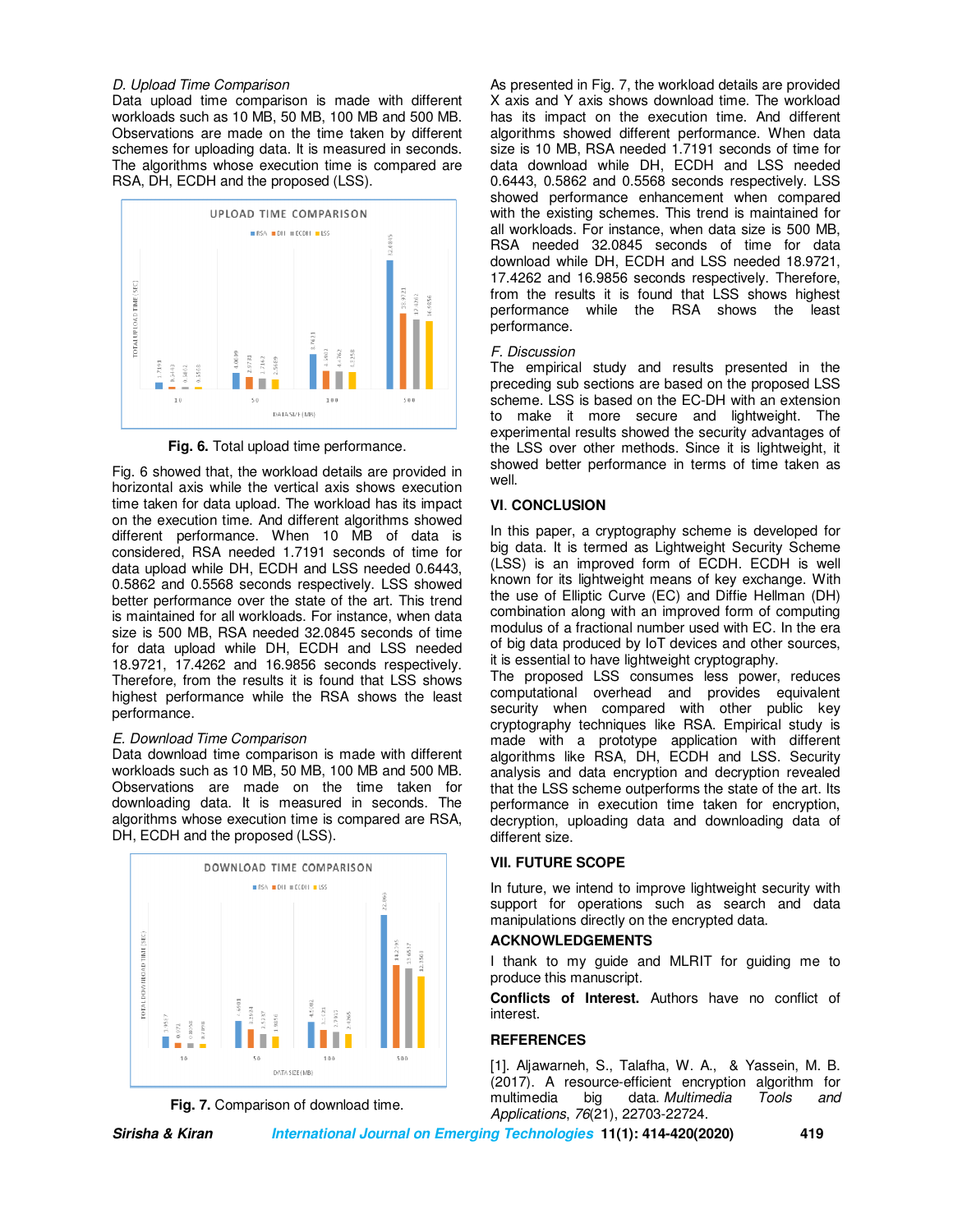### D. Upload Time Comparison

Data upload time comparison is made with different workloads such as 10 MB, 50 MB, 100 MB and 500 MB. Observations are made on the time taken by different schemes for uploading data. It is measured in seconds. The algorithms whose execution time is compared are RSA, DH, ECDH and the proposed (LSS).

**Fig. 6.** Total upload time performance.

Fig. 6 showed that, the workload details are provided in horizontal axis while the vertical axis shows execution time taken for data upload. The workload has its impact on the execution time. And different algorithms showed different performance. When 10 MB of data is considered, RSA needed 1.7191 seconds of time for data upload while DH, ECDH and LSS needed 0.6443, 0.5862 and 0.5568 seconds respectively. LSS showed better performance over the state of the art. This trend is maintained for all workloads. For instance, when data size is 500 MB, RSA needed 32.0845 seconds of time for data upload while DH, ECDH and LSS needed 18.9721, 17.4262 and 16.9856 seconds respectively. Therefore, from the results it is found that LSS shows highest performance while the RSA shows the least performance.

### E. Download Time Comparison

Data download time comparison is made with different workloads such as 10 MB, 50 MB, 100 MB and 500 MB. Observations are made on the time taken for downloading data. It is measured in seconds. The algorithms whose execution time is compared are RSA, DH, ECDH and the proposed (LSS).

**Fig. 7.** Comparison of download time.

As presented in Fig. 7, the workload details are provided X axis and Y axis shows download time. The workload has its impact on the execution time. And different algorithms showed different performance. When data size is 10 MB, RSA needed 1.7191 seconds of time for data download while DH, ECDH and LSS needed 0.6443, 0.5862 and 0.5568 seconds respectively. LSS showed performance enhancement when compared with the existing schemes. This trend is maintained for all workloads. For instance, when data size is 500 MB, RSA needed 32.0845 seconds of time for data download while DH, ECDH and LSS needed 18.9721, 17.4262 and 16.9856 seconds respectively. Therefore, from the results it is found that LSS shows highest performance while the RSA shows the least performance.

### F. Discussion

The empirical study and results presented in the preceding sub sections are based on the proposed LSS scheme. LSS is based on the EC-DH with an extension to make it more secure and lightweight. The experimental results showed the security advantages of the LSS over other methods. Since it is lightweight, it showed better performance in terms of time taken as well.

## VI. CONCLUSION

In this paper, a cryptography scheme is developed for big data. It is termed as Lightweight Security Scheme (LSS) is an improved form of ECDH. ECDH is well known for its lightweight means of key exchange. With the use of Elliptic Curve (EC) and Diffie Hellman (DH) combination along with an improved form of computing modulus of a fractional number used with EC. In the era of big data produced by IoT devices and other sources, it is essential to have lightweight cryptography.

The proposed LSS consumes less power, reduces computational overhead and provides equivalent security when compared with other public key cryptography techniques like RSA. Empirical study is made with a prototype application with different algorithms like RSA, DH, ECDH and LSS. Security analysis and data encryption and decryption revealed that the LSS scheme outperforms the state of the art. Its performance in execution time taken for encryption, decryption, uploading data and downloading data of different size.

## VII. FUTURE SCOPE

In future, we intend to improve lightweight security with support for operations such as search and data manipulations directly on the encrypted data.

## ACKNOWLEDGEMENTS

I thank to my guide and MLRIT for guiding me to produce this manuscript.

**Conflicts of Interest.** Authors have no conflict of interest.

## REFERENCES

[1]. Aljawarneh, S., Talafha, W. A., & Yassein, M. B. (2017). A resource-efficient encryption algorithm for multimedia big data. *Multimedia Tools and Applications*, *76*(21), 22703-22724.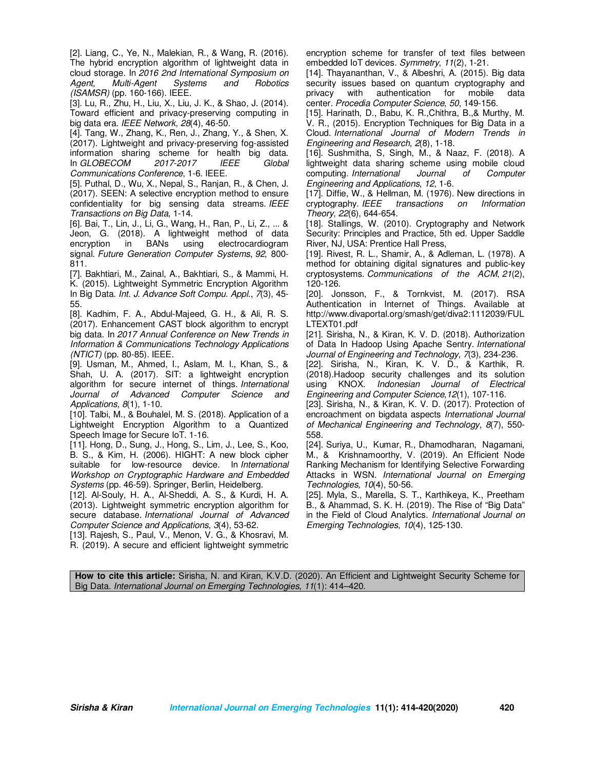[2]. Liang, C., Ye, N., Malekian, R., & Wang, R. (2016). The hybrid encryption algorithm of lightweight data in cloud storage. In *2016 2nd International Symposium on Agent, Multi-Agent Systems and Robotics (ISAMSR)* (pp. 160-166). IEEE.

[3]. Lu, R., Zhu, H., Liu, X., Liu, J. K., & Shao, J. (2014). Toward efficient and privacy-preserving computing in big data era. *IEEE Network*, *28*(4), 46-50.

[4]. Tang, W., Zhang, K., Ren, J., Zhang, Y., & Shen, X. (2017). Lightweight and privacy-preserving fog-assisted information sharing scheme for health big data. In *GLOBECOM 2017-2017 IEEE Global Communications Conference*, 1-6. IEEE.

[5]. Puthal, D., Wu, X., Nepal, S., Ranjan, R., & Chen, J. (2017). SEEN: A selective encryption method to ensure confidentiality for big sensing data streams. *IEEE Transactions on Big Data*, 1-14.

[6]. Bai, T., Lin, J., Li, G., Wang, H., Ran, P., Li, Z., ... & Jeon, G. (2018). A lightweight method of data encryption in BANs using electrocardiogram signal. *Future Generation Computer Systems*, *92*, 800-811.

[7]. Bakhtiari, M., Zainal, A., Bakhtiari, S., & Mammi, H. K. (2015). Lightweight Symmetric Encryption Algorithm In Big Data. *Int. J. Advance Soft Compu. Appl.*, *7*(3), 45-55.

[8]. Kadhim, F. A., Abdul-Majeed, G. H., & Ali, R. S. (2017). Enhancement CAST block algorithm to encrypt big data. In *2017 Annual Conference on New Trends in Information & Communications Technology Applications (NTICT)* (pp. 80-85). IEEE.

[9]. Usman, M., Ahmed, I., Aslam, M. I., Khan, S., & Shah, U. A. (2017). SIT: a lightweight encryption algorithm for secure internet of things. *International Journal of Advanced Computer Science and Applications*, *8*(1), 1-10.

[10]. Talbi, M., & Bouhalel, M. S. (2018). Application of a Lightweight Encryption Algorithm to a Quantized Speech Image for Secure IoT. 1-16.

[11]. Hong, D., Sung, J., Hong, S., Lim, J., Lee, S., Koo, B. S., & Kim, H. (2006). HIGHT: A new block cipher suitable for low-resource device. In *International Workshop on Cryptographic Hardware and Embedded Systems* (pp. 46-59). Springer, Berlin, Heidelberg.

[12]. Al-Souly, H. A., Al-Sheddi, A. S., & Kurdi, H. A. (2013). Lightweight symmetric encryption algorithm for secure database. *International Journal of Advanced Computer Science and Applications*, *3*(4), 53-62.

[13]. Rajesh, S., Paul, V., Menon, V. G., & Khosravi, M. R. (2019). A secure and efficient lightweight symmetric encryption scheme for transfer of text files between embedded IoT devices. *Symmetry*, *11*(2), 1-21.

[14]. Thayananthan, V., & Albeshri, A. (2015). Big data security issues based on quantum cryptography and privacy with authentication for mobile data center. *Procedia Computer Science*, *50*, 149-156.

[15]. Harinath, D., Babu, K. R.,Chithra, B.,& Murthy, M. V. R., (2015). Encryption Techniques for Big Data in a Cloud. *International Journal of Modern Trends in Engineering and Research*, *2*(8), 1-18.

[16]. Sushmitha, S, Singh, M., & Naaz, F. (2018). A lightweight data sharing scheme using mobile cloud computing. *International Journal of Computer Engineering and Applications*, *12*, 1-6.

[17]. Diffie, W., & Hellman, M. (1976). New directions in cryptography. *IEEE transactions on Information Theory*, *22*(6), 644-654.

[18]. Stallings, W. (2010). Cryptography and Network Security: Principles and Practice, 5th ed. Upper Saddle River, NJ, USA: Prentice Hall Press,

[19]. Rivest, R. L., Shamir, A., & Adleman, L. (1978). A method for obtaining digital signatures and public-key cryptosystems. *Communications of the ACM*, *21*(2), 120-126.

[20]. Jonsson, F., & Tornkvist, M. (2017). RSA Authentication in Internet of Things. Available at http://www.divaportal.org/smash/get/diva2:1112039/FULLTEXT01.pdf

[21]. Sirisha, N., & Kiran, K. V. D. (2018). Authorization of Data In Hadoop Using Apache Sentry. *International Journal of Engineering and Technology*, *7*(3), 234-236.

[22]. Sirisha, N., Kiran, K. V. D., & Karthik, R. (2018).Hadoop security challenges and its solution using KNOX. *Indonesian Journal of Electrical Engineering and Computer Science*,*12*(1), 107-116.

[23]. Sirisha, N., & Kiran, K. V. D. (2017). Protection of encroachment on bigdata aspects *International Journal of Mechanical Engineering and Technology*, *8*(7), 550-558.

[24]. Suriya, U., Kumar, R., Dhamodharan, Nagamani, M., & Krishnamoorthy, V. (2019). An Efficient Node Ranking Mechanism for Identifying Selective Forwarding Attacks in WSN. *International Journal on Emerging Technologies, 10*(4), 50-56.

[25]. Myla, S., Marella, S. T., Karthikeya, K., Preetham B., & Ahammad, S. K. H. (2019). The Rise of "Big Data" in the Field of Cloud Analytics. *International Journal on Emerging Technologies, 10*(4), 125-130.

**How to cite this article:** Sirisha, N. and Kiran, K.V.D. (2020). An Efficient and Lightweight Security Scheme for Big Data. *International Journal on Emerging Technologies*, *11*(1): 414–420.